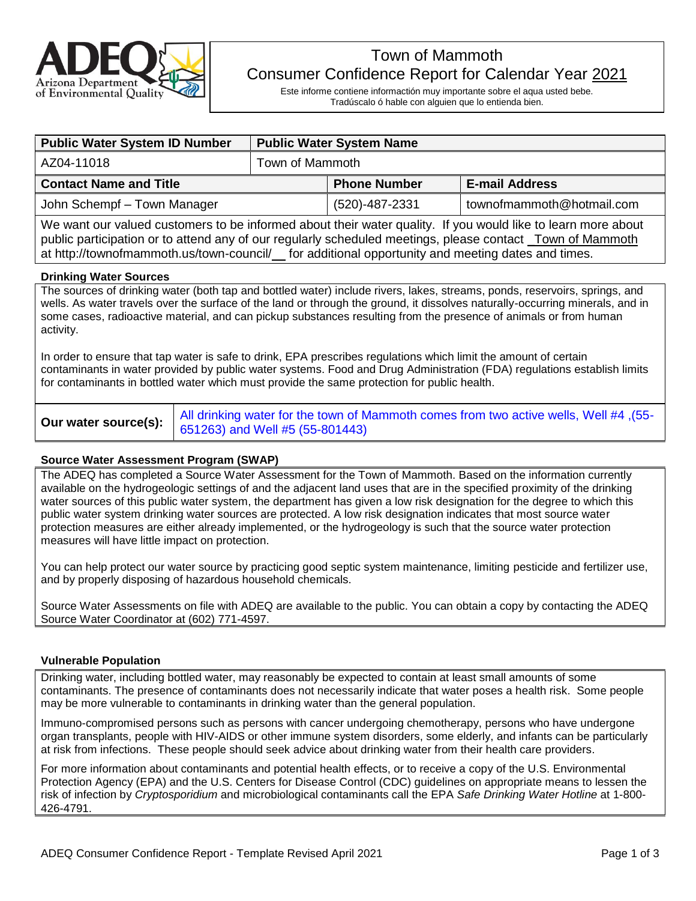# Town of Mammoth
## Consumer Confidence Report for Calendar Year 2021

Este informe contiene informactión muy importante sobre el aqua usted bebe. Tradúscalo ó hable con alguien que lo entienda bien.

| Public Water System ID Number | Public Water System Name | | |
|---|---|---|---|
| AZ04-11018 | Town of Mammoth | | |
| **Contact Name and Title** | | **Phone Number** | **E-mail Address** |
| John Schempf – Town Manager | | (520)-487-2331 | townofmammoth@hotmail.com |

We want our valued customers to be informed about their water quality. If you would like to learn more about public participation or to attend any of our regularly scheduled meetings, please contact Town of Mammoth at http://townofmammoth.us/town-council/ for additional opportunity and meeting dates and times.

### Drinking Water Sources

The sources of drinking water (both tap and bottled water) include rivers, lakes, streams, ponds, reservoirs, springs, and wells. As water travels over the surface of the land or through the ground, it dissolves naturally-occurring minerals, and in some cases, radioactive material, and can pickup substances resulting from the presence of animals or from human activity.

In order to ensure that tap water is safe to drink, EPA prescribes regulations which limit the amount of certain contaminants in water provided by public water systems. Food and Drug Administration (FDA) regulations establish limits for contaminants in bottled water which must provide the same protection for public health.

| **Our water source(s):** | All drinking water for the town of Mammoth comes from two active wells, Well #4 ,(55-651263) and Well #5 (55-801443) |
|---|---|

### Source Water Assessment Program (SWAP)

The ADEQ has completed a Source Water Assessment for the Town of Mammoth. Based on the information currently available on the hydrogeologic settings of and the adjacent land uses that are in the specified proximity of the drinking water sources of this public water system, the department has given a low risk designation for the degree to which this public water system drinking water sources are protected. A low risk designation indicates that most source water protection measures are either already implemented, or the hydrogeology is such that the source water protection measures will have little impact on protection.

You can help protect our water source by practicing good septic system maintenance, limiting pesticide and fertilizer use, and by properly disposing of hazardous household chemicals.

Source Water Assessments on file with ADEQ are available to the public. You can obtain a copy by contacting the ADEQ Source Water Coordinator at (602) 771-4597.

### Vulnerable Population

Drinking water, including bottled water, may reasonably be expected to contain at least small amounts of some contaminants. The presence of contaminants does not necessarily indicate that water poses a health risk. Some people may be more vulnerable to contaminants in drinking water than the general population.

Immuno-compromised persons such as persons with cancer undergoing chemotherapy, persons who have undergone organ transplants, people with HIV-AIDS or other immune system disorders, some elderly, and infants can be particularly at risk from infections. These people should seek advice about drinking water from their health care providers.

For more information about contaminants and potential health effects, or to receive a copy of the U.S. Environmental Protection Agency (EPA) and the U.S. Centers for Disease Control (CDC) guidelines on appropriate means to lessen the risk of infection by *Cryptosporidium* and microbiological contaminants call the EPA *Safe Drinking Water Hotline* at 1-800-426-4791.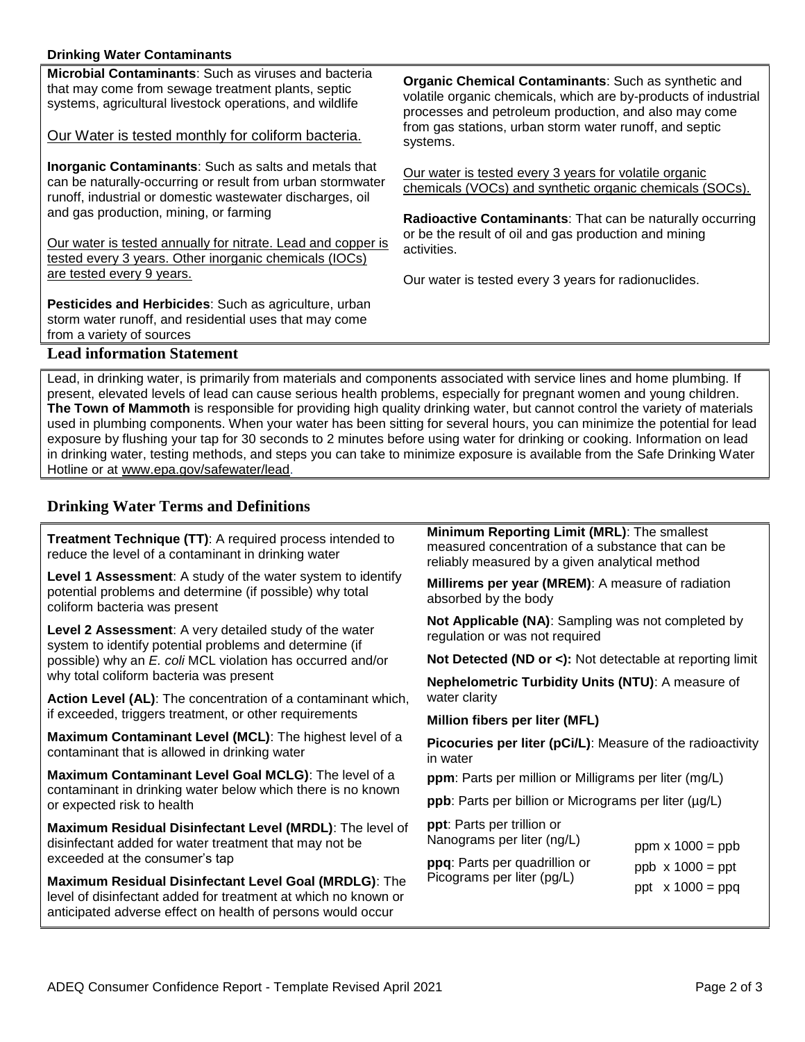**Drinking Water Contaminants**

**Microbial Contaminants**: Such as viruses and bacteria that may come from sewage treatment plants, septic systems, agricultural livestock operations, and wildlife

Our Water is tested monthly for coliform bacteria.

**Inorganic Contaminants**: Such as salts and metals that can be naturally-occurring or result from urban stormwater runoff, industrial or domestic wastewater discharges, oil and gas production, mining, or farming

Our water is tested annually for nitrate. Lead and copper is tested every 3 years. Other inorganic chemicals (IOCs) are tested every 9 years.

**Pesticides and Herbicides**: Such as agriculture, urban storm water runoff, and residential uses that may come from a variety of sources

**Organic Chemical Contaminants**: Such as synthetic and volatile organic chemicals, which are by-products of industrial processes and petroleum production, and also may come from gas stations, urban storm water runoff, and septic systems.

Our water is tested every 3 years for volatile organic chemicals (VOCs) and synthetic organic chemicals (SOCs).

**Radioactive Contaminants**: That can be naturally occurring or be the result of oil and gas production and mining activities.

Our water is tested every 3 years for radionuclides.

## Lead information Statement

Lead, in drinking water, is primarily from materials and components associated with service lines and home plumbing. If present, elevated levels of lead can cause serious health problems, especially for pregnant women and young children. **The Town of Mammoth** is responsible for providing high quality drinking water, but cannot control the variety of materials used in plumbing components. When your water has been sitting for several hours, you can minimize the potential for lead exposure by flushing your tap for 30 seconds to 2 minutes before using water for drinking or cooking. Information on lead in drinking water, testing methods, and steps you can take to minimize exposure is available from the Safe Drinking Water Hotline or at www.epa.gov/safewater/lead.

## Drinking Water Terms and Definitions

**Treatment Technique (TT)**: A required process intended to reduce the level of a contaminant in drinking water

**Level 1 Assessment**: A study of the water system to identify potential problems and determine (if possible) why total coliform bacteria was present

**Level 2 Assessment**: A very detailed study of the water system to identify potential problems and determine (if possible) why an *E. coli* MCL violation has occurred and/or why total coliform bacteria was present

**Action Level (AL)**: The concentration of a contaminant which, if exceeded, triggers treatment, or other requirements

**Maximum Contaminant Level (MCL)**: The highest level of a contaminant that is allowed in drinking water

**Maximum Contaminant Level Goal MCLG)**: The level of a contaminant in drinking water below which there is no known or expected risk to health

**Maximum Residual Disinfectant Level (MRDL)**: The level of disinfectant added for water treatment that may not be exceeded at the consumer's tap

**Maximum Residual Disinfectant Level Goal (MRDLG)**: The level of disinfectant added for treatment at which no known or anticipated adverse effect on health of persons would occur

**Minimum Reporting Limit (MRL)**: The smallest measured concentration of a substance that can be reliably measured by a given analytical method

**Millirems per year (MREM)**: A measure of radiation absorbed by the body

**Not Applicable (NA)**: Sampling was not completed by regulation or was not required

**Not Detected (ND or <):** Not detectable at reporting limit

**Nephelometric Turbidity Units (NTU)**: A measure of water clarity

**Million fibers per liter (MFL)**

**Picocuries per liter (pCi/L)**: Measure of the radioactivity in water

**ppm**: Parts per million or Milligrams per liter (mg/L)

**ppb**: Parts per billion or Micrograms per liter (µg/L)

**ppt**: Parts per trillion or Nanograms per liter (ng/L)

**ppq**: Parts per quadrillion or Picograms per liter (pg/L)

ppm x 1000 = ppb

ppb x 1000 = ppt

ppt x 1000 = ppq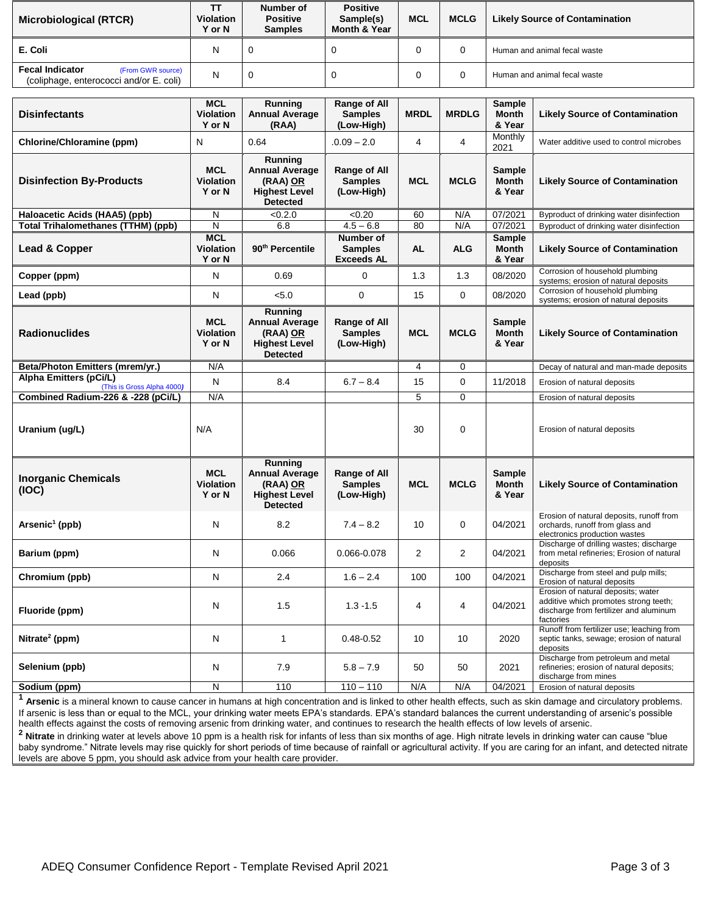| Microbiological (RTCR) | TT Violation Y or N | Number of Positive Samples | Positive Sample(s) Month & Year | MCL | MCLG | Likely Source of Contamination |
|---|---|---|---|---|---|---|
| E. Coli | N | 0 | 0 | 0 | 0 | Human and animal fecal waste |
| Fecal Indicator (From GWR source) (coliphage, enterococci and/or E. coli) | N | 0 | 0 | 0 | 0 | Human and animal fecal waste |

| Disinfectants | MCL Violation Y or N | Running Annual Average (RAA) | Range of All Samples (Low-High) | MRDL | MRDLG | Sample Month & Year | Likely Source of Contamination |
|---|---|---|---|---|---|---|---|
| Chlorine/Chloramine (ppm) | N | 0.64 | .0.09 – 2.0 | 4 | 4 | Monthly 2021 | Water additive used to control microbes |
| **Disinfection By-Products** | **MCL Violation Y or N** | **Running Annual Average (RAA) OR Highest Level Detected** | **Range of All Samples (Low-High)** | **MCL** | **MCLG** | **Sample Month & Year** | **Likely Source of Contamination** |
| Haloacetic Acids (HAA5) (ppb) | N | <0.2.0 | <0.20 | 60 | N/A | 07/2021 | Byproduct of drinking water disinfection |
| Total Trihalomethanes (TTHM) (ppb) | N | 6.8 | 4.5 – 6.8 | 80 | N/A | 07/2021 | Byproduct of drinking water disinfection |
| **Lead & Copper** | **MCL Violation Y or N** | **90th Percentile** | **Number of Samples Exceeds AL** | **AL** | **ALG** | **Sample Month & Year** | **Likely Source of Contamination** |
| Copper (ppm) | N | 0.69 | 0 | 1.3 | 1.3 | 08/2020 | Corrosion of household plumbing systems; erosion of natural deposits |
| Lead (ppb) | N | <5.0 | 0 | 15 | 0 | 08/2020 | Corrosion of household plumbing systems; erosion of natural deposits |
| **Radionuclides** | **MCL Violation Y or N** | **Running Annual Average (RAA) OR Highest Level Detected** | **Range of All Samples (Low-High)** | **MCL** | **MCLG** | **Sample Month & Year** | **Likely Source of Contamination** |
| Beta/Photon Emitters (mrem/yr.) | N/A | | | 4 | 0 | | Decay of natural and man-made deposits |
| Alpha Emitters (pCi/L) (This is Gross Alpha 4000) | N | 8.4 | 6.7 – 8.4 | 15 | 0 | 11/2018 | Erosion of natural deposits |
| Combined Radium-226 & -228 (pCi/L) | N/A | | | 5 | 0 | | Erosion of natural deposits |
| Uranium (ug/L) | N/A | | | 30 | 0 | | Erosion of natural deposits |
| **Inorganic Chemicals (IOC)** | **MCL Violation Y or N** | **Running Annual Average (RAA) OR Highest Level Detected** | **Range of All Samples (Low-High)** | **MCL** | **MCLG** | **Sample Month & Year** | **Likely Source of Contamination** |
| Arsenic[1] (ppb) | N | 8.2 | 7.4 – 8.2 | 10 | 0 | 04/2021 | Erosion of natural deposits, runoff from orchards, runoff from glass and electronics production wastes |
| Barium (ppm) | N | 0.066 | 0.066-0.078 | 2 | 2 | 04/2021 | Discharge of drilling wastes; discharge from metal refineries; Erosion of natural deposits |
| Chromium (ppb) | N | 2.4 | 1.6 – 2.4 | 100 | 100 | 04/2021 | Discharge from steel and pulp mills; Erosion of natural deposits |
| Fluoride (ppm) | N | 1.5 | 1.3 -1.5 | 4 | 4 | 04/2021 | Erosion of natural deposits; water additive which promotes strong teeth; discharge from fertilizer and aluminum factories |
| Nitrate[2] (ppm) | N | 1 | 0.48-0.52 | 10 | 10 | 2020 | Runoff from fertilizer use; leaching from septic tanks, sewage; erosion of natural deposits |
| Selenium (ppb) | N | 7.9 | 5.8 – 7.9 | 50 | 50 | 2021 | Discharge from petroleum and metal refineries; erosion of natural deposits; discharge from mines |
| Sodium (ppm) | N | 110 | 110 – 110 | N/A | N/A | 04/2021 | Erosion of natural deposits |

[1] **Arsenic** is a mineral known to cause cancer in humans at high concentration and is linked to other health effects, such as skin damage and circulatory problems. If arsenic is less than or equal to the MCL, your drinking water meets EPA's standards. EPA's standard balances the current understanding of arsenic's possible health effects against the costs of removing arsenic from drinking water, and continues to research the health effects of low levels of arsenic.

[2] **Nitrate** in drinking water at levels above 10 ppm is a health risk for infants of less than six months of age. High nitrate levels in drinking water can cause "blue baby syndrome." Nitrate levels may rise quickly for short periods of time because of rainfall or agricultural activity. If you are caring for an infant, and detected nitrate levels are above 5 ppm, you should ask advice from your health care provider.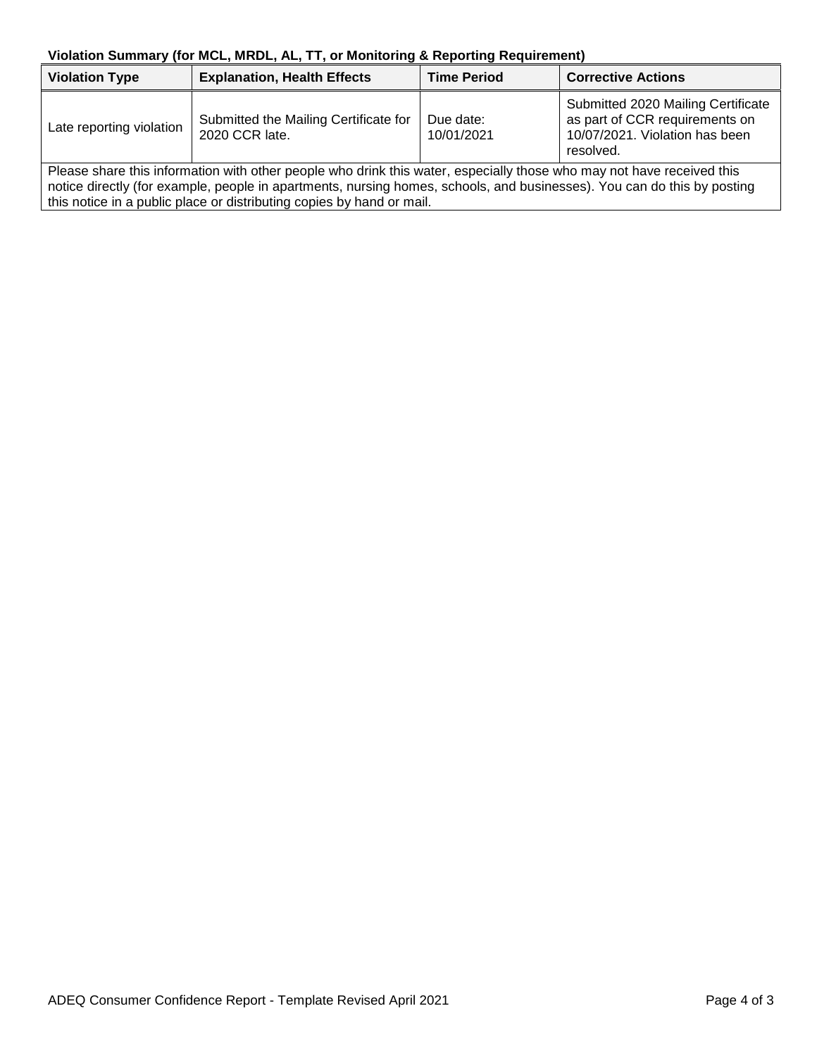**Violation Summary (for MCL, MRDL, AL, TT, or Monitoring & Reporting Requirement)**

| Violation Type | Explanation, Health Effects | Time Period | Corrective Actions |
|---|---|---|---|
| Late reporting violation | Submitted the Mailing Certificate for 2020 CCR late. | Due date: 10/01/2021 | Submitted 2020 Mailing Certificate as part of CCR requirements on 10/07/2021. Violation has been resolved. |

Please share this information with other people who drink this water, especially those who may not have received this notice directly (for example, people in apartments, nursing homes, schools, and businesses). You can do this by posting this notice in a public place or distributing copies by hand or mail.